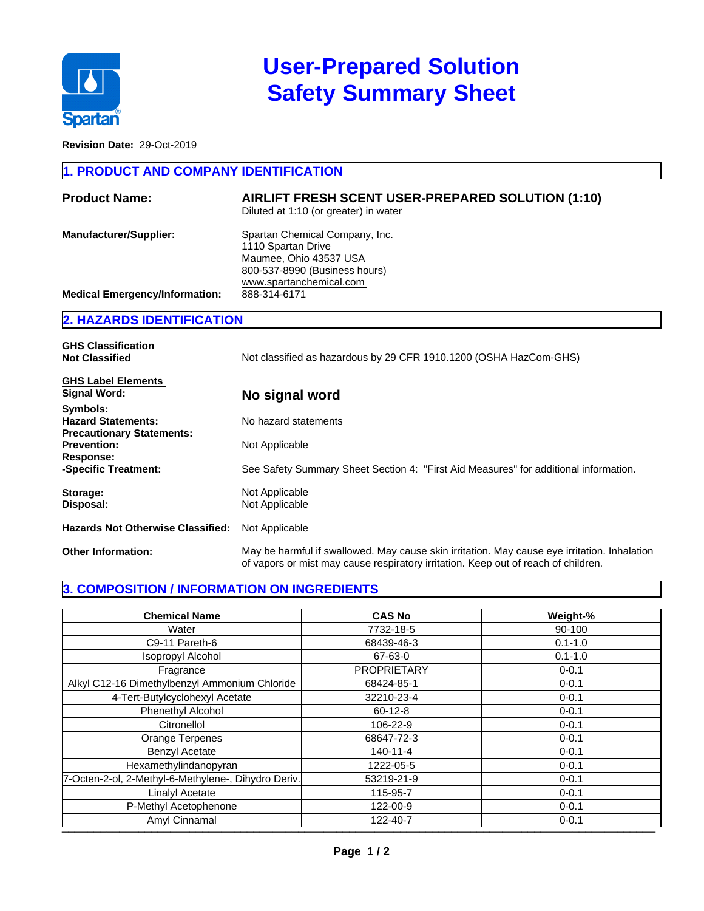# User-Prepared Solution Safety Summary Sheet

**Revision Date:** 29-Oct-2019

## 1. PRODUCT AND COMPANY IDENTIFICATION

**Product Name:** **AIRLIFT FRESH SCENT USER-PREPARED SOLUTION (1:10)**
Diluted at 1:10 (or greater) in water

**Manufacturer/Supplier:**
Spartan Chemical Company, Inc.
1110 Spartan Drive
Maumee, Ohio 43537 USA
800-537-8990 (Business hours)
www.spartanchemical.com

**Medical Emergency/Information:** 888-314-6171

## 2. HAZARDS IDENTIFICATION

**GHS Classification**
**Not Classified** — Not classified as hazardous by 29 CFR 1910.1200 (OSHA HazCom-GHS)

**GHS Label Elements**
**Signal Word:** **No signal word**
**Symbols:**
**Hazard Statements:** No hazard statements
**Precautionary Statements:**
**Prevention:** Not Applicable
**Response:**
**-Specific Treatment:** See Safety Summary Sheet Section 4: "First Aid Measures" for additional information.

**Storage:** Not Applicable
**Disposal:** Not Applicable

**Hazards Not Otherwise Classified:** Not Applicable

**Other Information:** May be harmful if swallowed. May cause skin irritation. May cause eye irritation. Inhalation of vapors or mist may cause respiratory irritation. Keep out of reach of children.

## 3. COMPOSITION / INFORMATION ON INGREDIENTS

| Chemical Name | CAS No | Weight-% |
|---|---|---|
| Water | 7732-18-5 | 90-100 |
| C9-11 Pareth-6 | 68439-46-3 | 0.1-1.0 |
| Isopropyl Alcohol | 67-63-0 | 0.1-1.0 |
| Fragrance | PROPRIETARY | 0-0.1 |
| Alkyl C12-16 Dimethylbenzyl Ammonium Chloride | 68424-85-1 | 0-0.1 |
| 4-Tert-Butylcyclohexyl Acetate | 32210-23-4 | 0-0.1 |
| Phenethyl Alcohol | 60-12-8 | 0-0.1 |
| Citronellol | 106-22-9 | 0-0.1 |
| Orange Terpenes | 68647-72-3 | 0-0.1 |
| Benzyl Acetate | 140-11-4 | 0-0.1 |
| Hexamethylindanopyran | 1222-05-5 | 0-0.1 |
| 7-Octen-2-ol, 2-Methyl-6-Methylene-, Dihydro Deriv. | 53219-21-9 | 0-0.1 |
| Linalyl Acetate | 115-95-7 | 0-0.1 |
| P-Methyl Acetophenone | 122-00-9 | 0-0.1 |
| Amyl Cinnamal | 122-40-7 | 0-0.1 |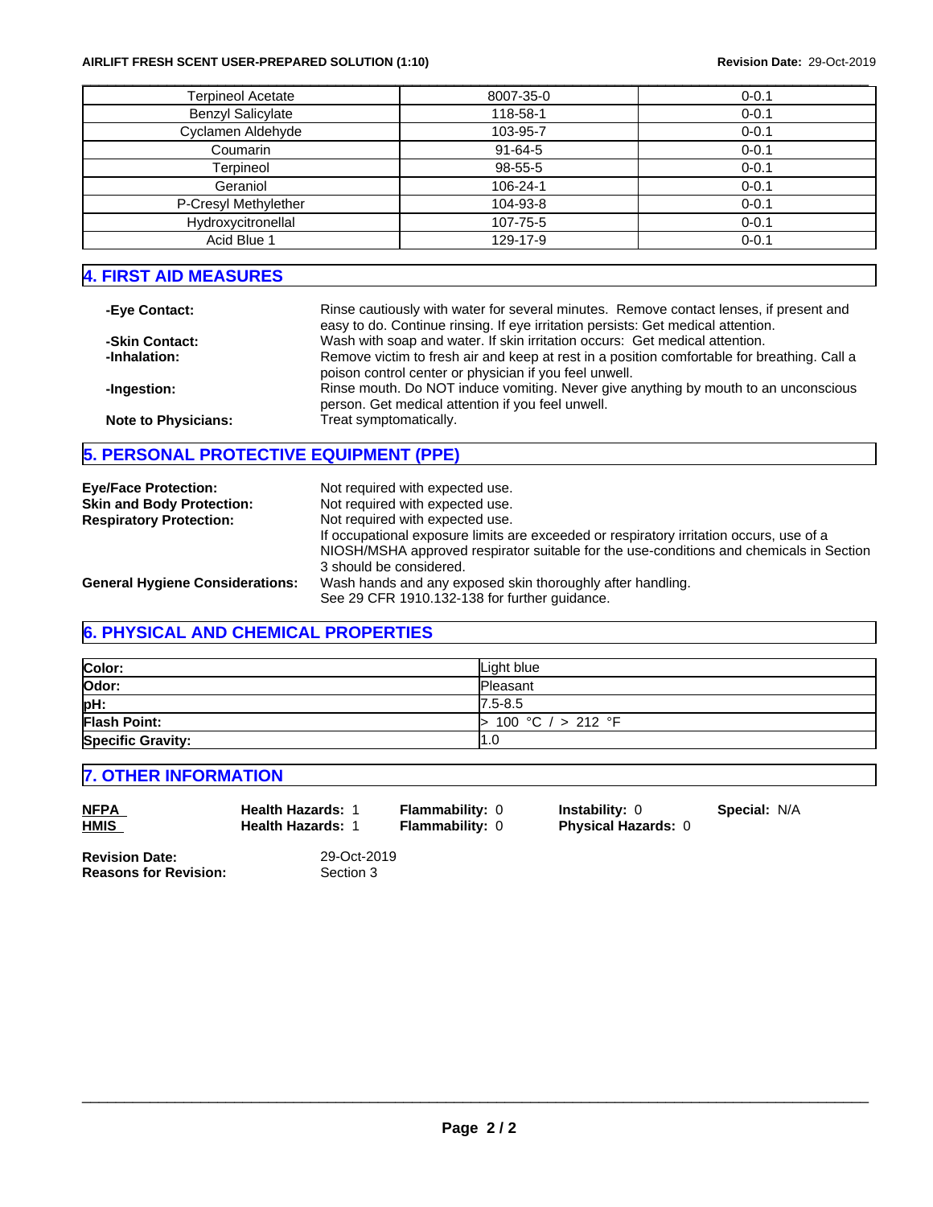| | | |
|---|---|---|
| Terpineol Acetate | 8007-35-0 | 0-0.1 |
| Benzyl Salicylate | 118-58-1 | 0-0.1 |
| Cyclamen Aldehyde | 103-95-7 | 0-0.1 |
| Coumarin | 91-64-5 | 0-0.1 |
| Terpineol | 98-55-5 | 0-0.1 |
| Geraniol | 106-24-1 | 0-0.1 |
| P-Cresyl Methylether | 104-93-8 | 0-0.1 |
| Hydroxycitronellal | 107-75-5 | 0-0.1 |
| Acid Blue 1 | 129-17-9 | 0-0.1 |

## 4. FIRST AID MEASURES

**-Eye Contact:** Rinse cautiously with water for several minutes. Remove contact lenses, if present and easy to do. Continue rinsing. If eye irritation persists: Get medical attention.

**-Skin Contact:** Wash with soap and water. If skin irritation occurs: Get medical attention.

**-Inhalation:** Remove victim to fresh air and keep at rest in a position comfortable for breathing. Call a poison control center or physician if you feel unwell.

**-Ingestion:** Rinse mouth. Do NOT induce vomiting. Never give anything by mouth to an unconscious person. Get medical attention if you feel unwell.

**Note to Physicians:** Treat symptomatically.

## 5. PERSONAL PROTECTIVE EQUIPMENT (PPE)

**Eye/Face Protection:** Not required with expected use.

**Skin and Body Protection:** Not required with expected use.

**Respiratory Protection:** Not required with expected use.
If occupational exposure limits are exceeded or respiratory irritation occurs, use of a NIOSH/MSHA approved respirator suitable for the use-conditions and chemicals in Section 3 should be considered.

**General Hygiene Considerations:** Wash hands and any exposed skin thoroughly after handling.
See 29 CFR 1910.132-138 for further guidance.

## 6. PHYSICAL AND CHEMICAL PROPERTIES

| | |
|---|---|
| **Color:** | Light blue |
| **Odor:** | Pleasant |
| **pH:** | 7.5-8.5 |
| **Flash Point:** | > 100 °C / > 212 °F |
| **Specific Gravity:** | 1.0 |

## 7. OTHER INFORMATION

| | | | | |
|---|---|---|---|---|
| **NFPA** | **Health Hazards:** 1 | **Flammability:** 0 | **Instability:** 0 | **Special:** N/A |
| **HMIS** | **Health Hazards:** 1 | **Flammability:** 0 | **Physical Hazards:** 0 | |

**Revision Date:** 29-Oct-2019

**Reasons for Revision:** Section 3